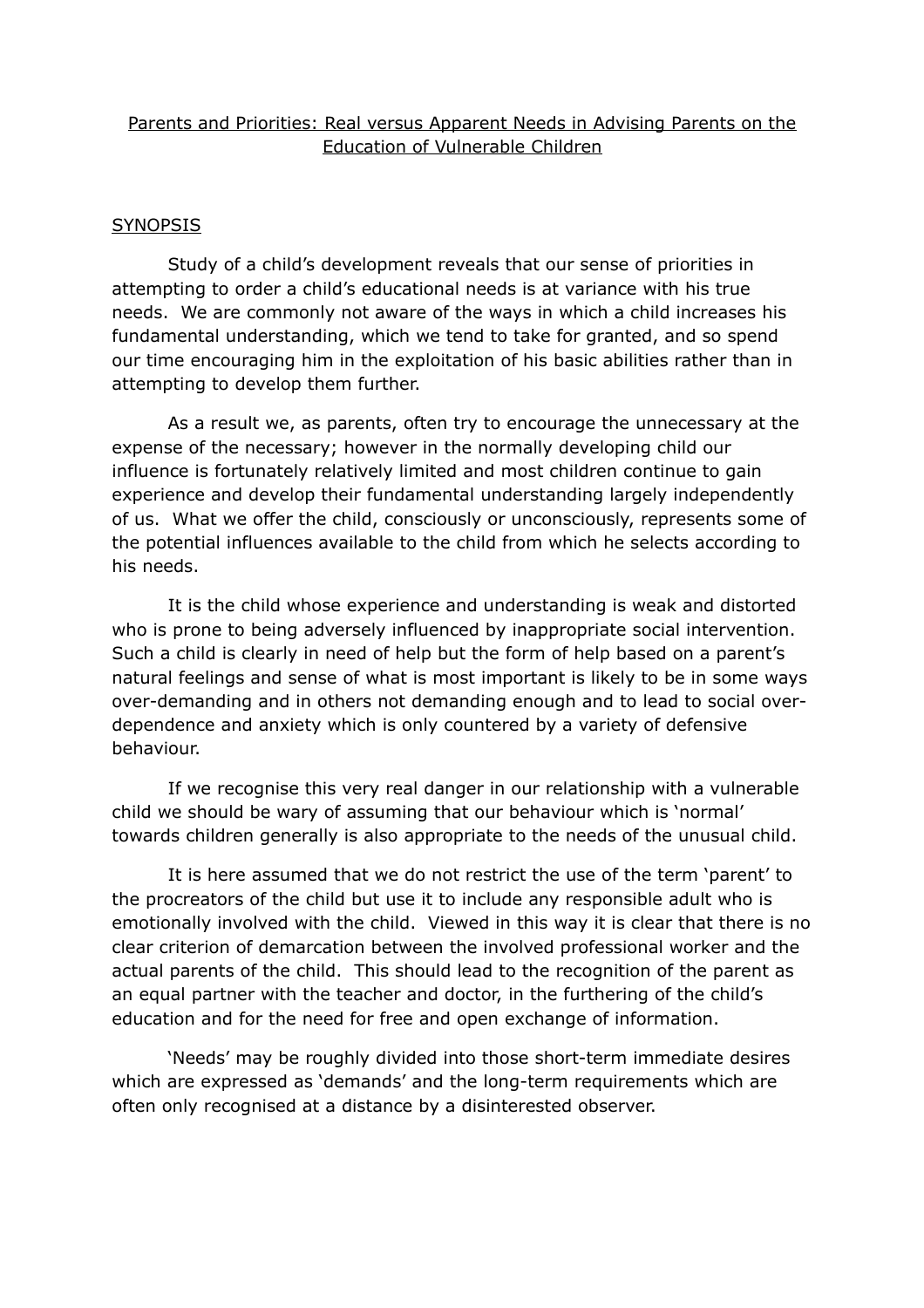# Parents and Priorities: Real versus Apparent Needs in Advising Parents on the Education of Vulnerable Children

## SYNOPSIS

Study of a child's development reveals that our sense of priorities in attempting to order a child's educational needs is at variance with his true needs. We are commonly not aware of the ways in which a child increases his fundamental understanding, which we tend to take for granted, and so spend our time encouraging him in the exploitation of his basic abilities rather than in attempting to develop them further.

As a result we, as parents, often try to encourage the unnecessary at the expense of the necessary; however in the normally developing child our influence is fortunately relatively limited and most children continue to gain experience and develop their fundamental understanding largely independently of us. What we offer the child, consciously or unconsciously, represents some of the potential influences available to the child from which he selects according to his needs.

It is the child whose experience and understanding is weak and distorted who is prone to being adversely influenced by inappropriate social intervention. Such a child is clearly in need of help but the form of help based on a parent's natural feelings and sense of what is most important is likely to be in some ways over-demanding and in others not demanding enough and to lead to social over-dependence and anxiety which is only countered by a variety of defensive behaviour.

If we recognise this very real danger in our relationship with a vulnerable child we should be wary of assuming that our behaviour which is 'normal' towards children generally is also appropriate to the needs of the unusual child.

It is here assumed that we do not restrict the use of the term 'parent' to the procreators of the child but use it to include any responsible adult who is emotionally involved with the child. Viewed in this way it is clear that there is no clear criterion of demarcation between the involved professional worker and the actual parents of the child. This should lead to the recognition of the parent as an equal partner with the teacher and doctor, in the furthering of the child's education and for the need for free and open exchange of information.

'Needs' may be roughly divided into those short-term immediate desires which are expressed as 'demands' and the long-term requirements which are often only recognised at a distance by a disinterested observer.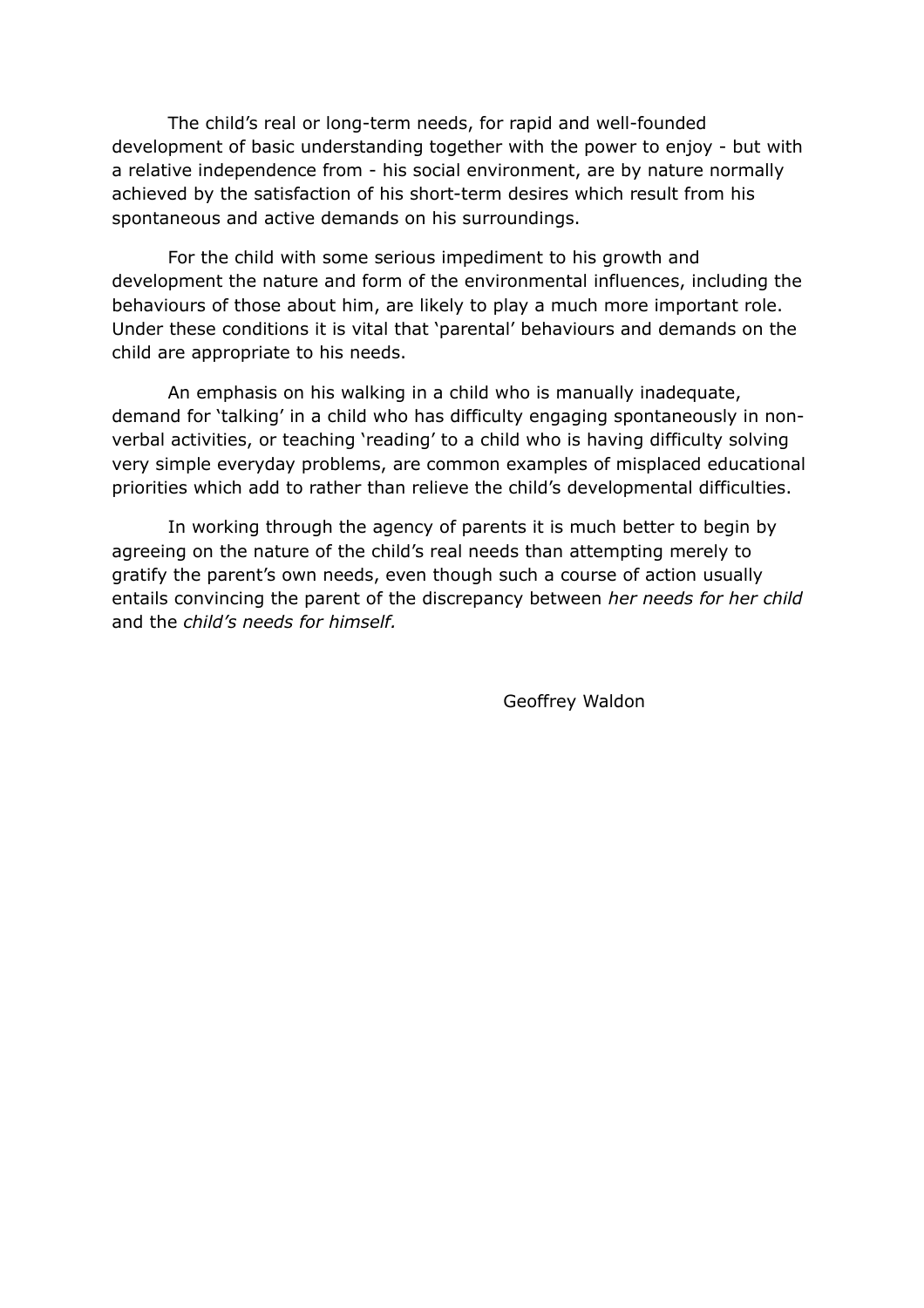The child's real or long-term needs, for rapid and well-founded development of basic understanding together with the power to enjoy - but with a relative independence from - his social environment, are by nature normally achieved by the satisfaction of his short-term desires which result from his spontaneous and active demands on his surroundings.

For the child with some serious impediment to his growth and development the nature and form of the environmental influences, including the behaviours of those about him, are likely to play a much more important role. Under these conditions it is vital that 'parental' behaviours and demands on the child are appropriate to his needs.

An emphasis on his walking in a child who is manually inadequate, demand for 'talking' in a child who has difficulty engaging spontaneously in non-verbal activities, or teaching 'reading' to a child who is having difficulty solving very simple everyday problems, are common examples of misplaced educational priorities which add to rather than relieve the child's developmental difficulties.

In working through the agency of parents it is much better to begin by agreeing on the nature of the child's real needs than attempting merely to gratify the parent's own needs, even though such a course of action usually entails convincing the parent of the discrepancy between *her needs for her child* and the *child's needs for himself.*

Geoffrey Waldon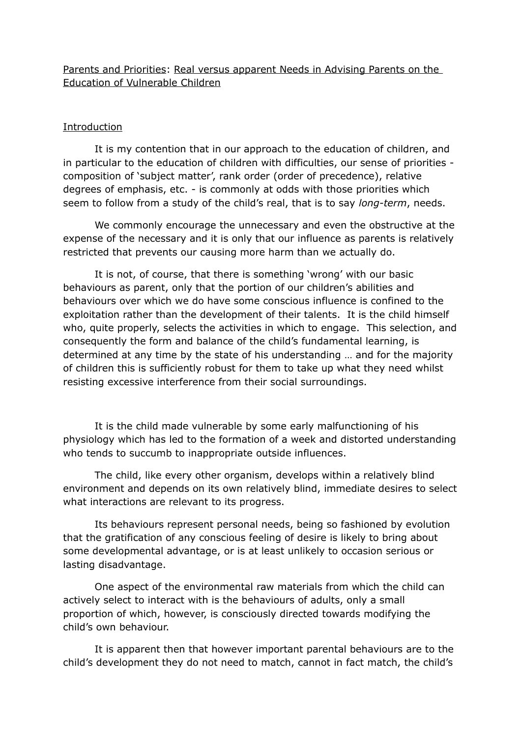Parents and Priorities: Real versus apparent Needs in Advising Parents on the Education of Vulnerable Children

## Introduction

It is my contention that in our approach to the education of children, and in particular to the education of children with difficulties, our sense of priorities - composition of 'subject matter', rank order (order of precedence), relative degrees of emphasis, etc. - is commonly at odds with those priorities which seem to follow from a study of the child's real, that is to say *long-term*, needs.

We commonly encourage the unnecessary and even the obstructive at the expense of the necessary and it is only that our influence as parents is relatively restricted that prevents our causing more harm than we actually do.

It is not, of course, that there is something 'wrong' with our basic behaviours as parent, only that the portion of our children's abilities and behaviours over which we do have some conscious influence is confined to the exploitation rather than the development of their talents. It is the child himself who, quite properly, selects the activities in which to engage. This selection, and consequently the form and balance of the child's fundamental learning, is determined at any time by the state of his understanding … and for the majority of children this is sufficiently robust for them to take up what they need whilst resisting excessive interference from their social surroundings.

It is the child made vulnerable by some early malfunctioning of his physiology which has led to the formation of a week and distorted understanding who tends to succumb to inappropriate outside influences.

The child, like every other organism, develops within a relatively blind environment and depends on its own relatively blind, immediate desires to select what interactions are relevant to its progress.

Its behaviours represent personal needs, being so fashioned by evolution that the gratification of any conscious feeling of desire is likely to bring about some developmental advantage, or is at least unlikely to occasion serious or lasting disadvantage.

One aspect of the environmental raw materials from which the child can actively select to interact with is the behaviours of adults, only a small proportion of which, however, is consciously directed towards modifying the child's own behaviour.

It is apparent then that however important parental behaviours are to the child's development they do not need to match, cannot in fact match, the child's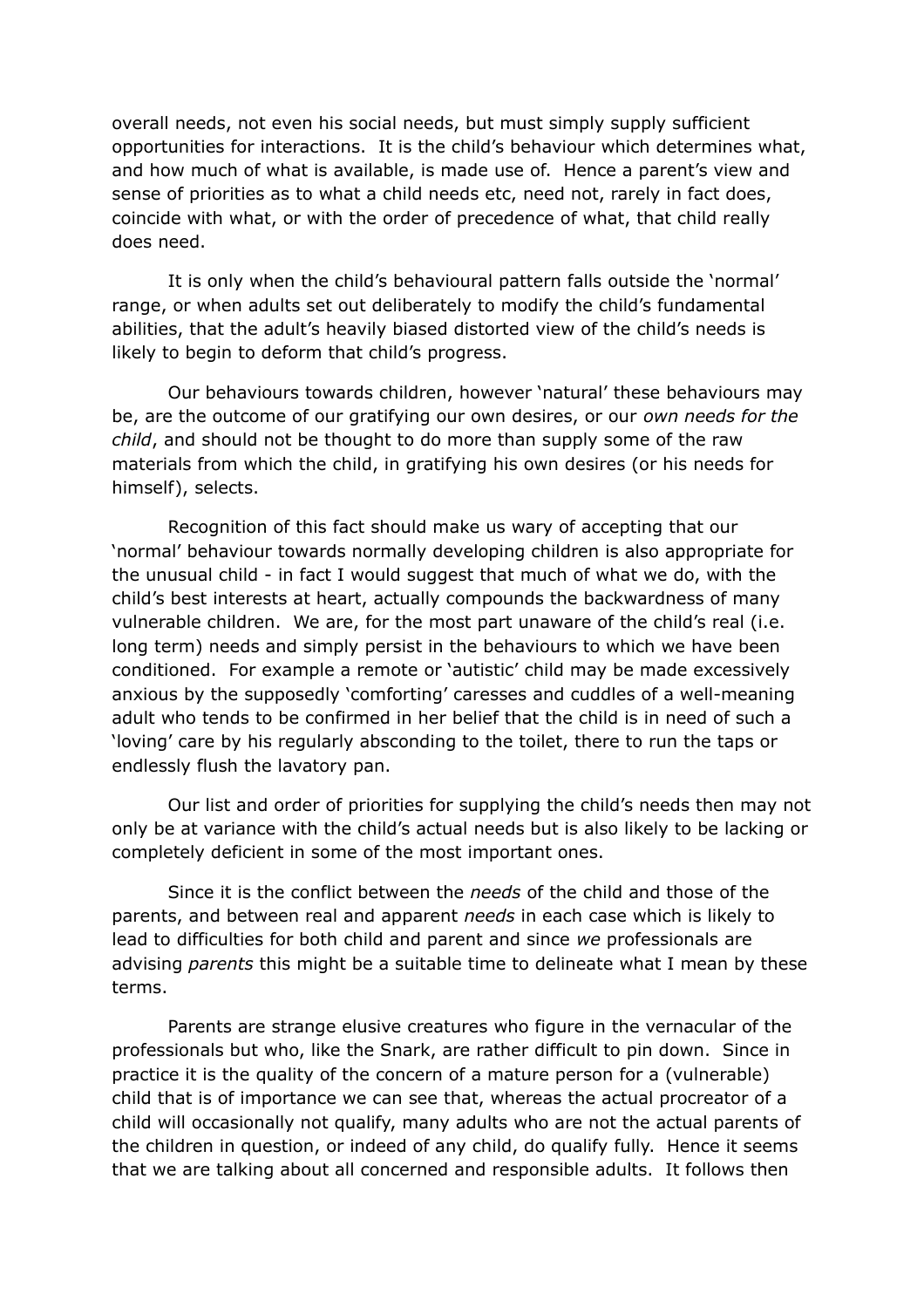overall needs, not even his social needs, but must simply supply sufficient opportunities for interactions. It is the child's behaviour which determines what, and how much of what is available, is made use of. Hence a parent's view and sense of priorities as to what a child needs etc, need not, rarely in fact does, coincide with what, or with the order of precedence of what, that child really does need.

It is only when the child's behavioural pattern falls outside the 'normal' range, or when adults set out deliberately to modify the child's fundamental abilities, that the adult's heavily biased distorted view of the child's needs is likely to begin to deform that child's progress.

Our behaviours towards children, however 'natural' these behaviours may be, are the outcome of our gratifying our own desires, or our *own needs for the child*, and should not be thought to do more than supply some of the raw materials from which the child, in gratifying his own desires (or his needs for himself), selects.

Recognition of this fact should make us wary of accepting that our 'normal' behaviour towards normally developing children is also appropriate for the unusual child - in fact I would suggest that much of what we do, with the child's best interests at heart, actually compounds the backwardness of many vulnerable children. We are, for the most part unaware of the child's real (i.e. long term) needs and simply persist in the behaviours to which we have been conditioned. For example a remote or 'autistic' child may be made excessively anxious by the supposedly 'comforting' caresses and cuddles of a well-meaning adult who tends to be confirmed in her belief that the child is in need of such a 'loving' care by his regularly absconding to the toilet, there to run the taps or endlessly flush the lavatory pan.

Our list and order of priorities for supplying the child's needs then may not only be at variance with the child's actual needs but is also likely to be lacking or completely deficient in some of the most important ones.

Since it is the conflict between the *needs* of the child and those of the parents, and between real and apparent *needs* in each case which is likely to lead to difficulties for both child and parent and since *we* professionals are advising *parents* this might be a suitable time to delineate what I mean by these terms.

Parents are strange elusive creatures who figure in the vernacular of the professionals but who, like the Snark, are rather difficult to pin down. Since in practice it is the quality of the concern of a mature person for a (vulnerable) child that is of importance we can see that, whereas the actual procreator of a child will occasionally not qualify, many adults who are not the actual parents of the children in question, or indeed of any child, do qualify fully. Hence it seems that we are talking about all concerned and responsible adults. It follows then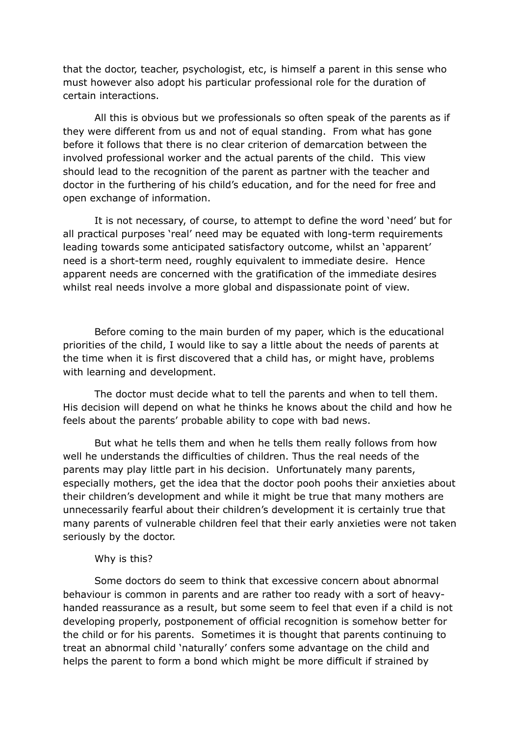that the doctor, teacher, psychologist, etc, is himself a parent in this sense who must however also adopt his particular professional role for the duration of certain interactions.

All this is obvious but we professionals so often speak of the parents as if they were different from us and not of equal standing. From what has gone before it follows that there is no clear criterion of demarcation between the involved professional worker and the actual parents of the child. This view should lead to the recognition of the parent as partner with the teacher and doctor in the furthering of his child's education, and for the need for free and open exchange of information.

It is not necessary, of course, to attempt to define the word 'need' but for all practical purposes 'real' need may be equated with long-term requirements leading towards some anticipated satisfactory outcome, whilst an 'apparent' need is a short-term need, roughly equivalent to immediate desire. Hence apparent needs are concerned with the gratification of the immediate desires whilst real needs involve a more global and dispassionate point of view.

Before coming to the main burden of my paper, which is the educational priorities of the child, I would like to say a little about the needs of parents at the time when it is first discovered that a child has, or might have, problems with learning and development.

The doctor must decide what to tell the parents and when to tell them. His decision will depend on what he thinks he knows about the child and how he feels about the parents' probable ability to cope with bad news.

But what he tells them and when he tells them really follows from how well he understands the difficulties of children. Thus the real needs of the parents may play little part in his decision. Unfortunately many parents, especially mothers, get the idea that the doctor pooh poohs their anxieties about their children's development and while it might be true that many mothers are unnecessarily fearful about their children's development it is certainly true that many parents of vulnerable children feel that their early anxieties were not taken seriously by the doctor.

Why is this?

Some doctors do seem to think that excessive concern about abnormal behaviour is common in parents and are rather too ready with a sort of heavy-handed reassurance as a result, but some seem to feel that even if a child is not developing properly, postponement of official recognition is somehow better for the child or for his parents. Sometimes it is thought that parents continuing to treat an abnormal child 'naturally' confers some advantage on the child and helps the parent to form a bond which might be more difficult if strained by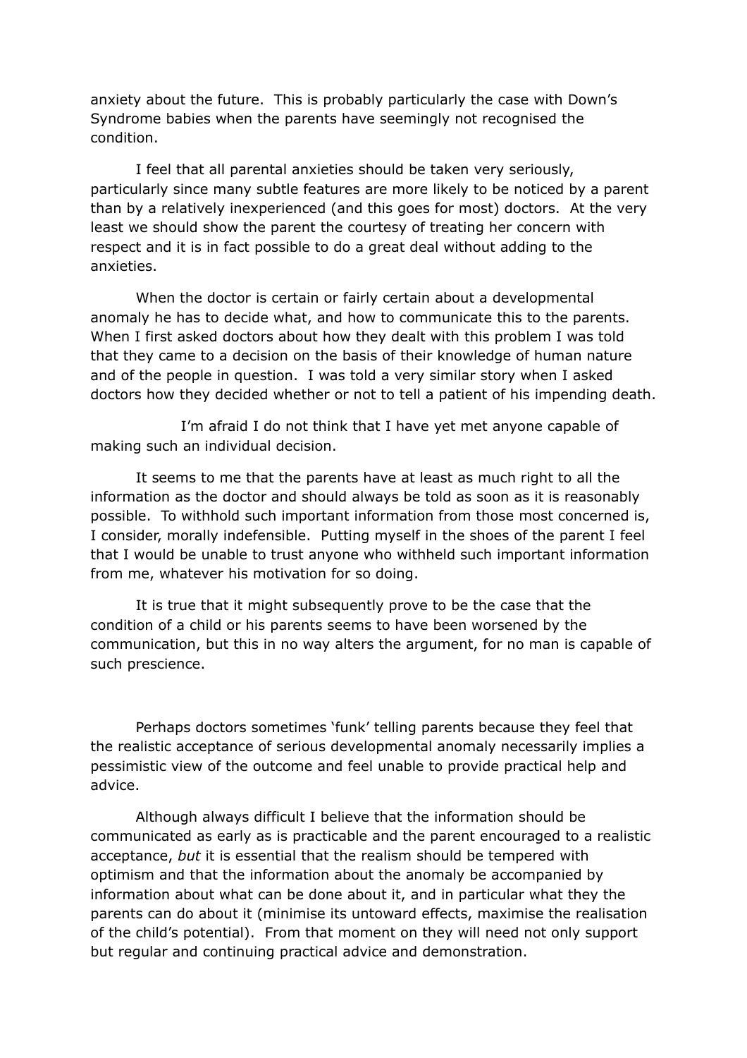anxiety about the future. This is probably particularly the case with Down's Syndrome babies when the parents have seemingly not recognised the condition.

I feel that all parental anxieties should be taken very seriously, particularly since many subtle features are more likely to be noticed by a parent than by a relatively inexperienced (and this goes for most) doctors. At the very least we should show the parent the courtesy of treating her concern with respect and it is in fact possible to do a great deal without adding to the anxieties.

When the doctor is certain or fairly certain about a developmental anomaly he has to decide what, and how to communicate this to the parents. When I first asked doctors about how they dealt with this problem I was told that they came to a decision on the basis of their knowledge of human nature and of the people in question. I was told a very similar story when I asked doctors how they decided whether or not to tell a patient of his impending death.

I'm afraid I do not think that I have yet met anyone capable of making such an individual decision.

It seems to me that the parents have at least as much right to all the information as the doctor and should always be told as soon as it is reasonably possible. To withhold such important information from those most concerned is, I consider, morally indefensible. Putting myself in the shoes of the parent I feel that I would be unable to trust anyone who withheld such important information from me, whatever his motivation for so doing.

It is true that it might subsequently prove to be the case that the condition of a child or his parents seems to have been worsened by the communication, but this in no way alters the argument, for no man is capable of such prescience.

Perhaps doctors sometimes 'funk' telling parents because they feel that the realistic acceptance of serious developmental anomaly necessarily implies a pessimistic view of the outcome and feel unable to provide practical help and advice.

Although always difficult I believe that the information should be communicated as early as is practicable and the parent encouraged to a realistic acceptance, *but* it is essential that the realism should be tempered with optimism and that the information about the anomaly be accompanied by information about what can be done about it, and in particular what they the parents can do about it (minimise its untoward effects, maximise the realisation of the child's potential). From that moment on they will need not only support but regular and continuing practical advice and demonstration.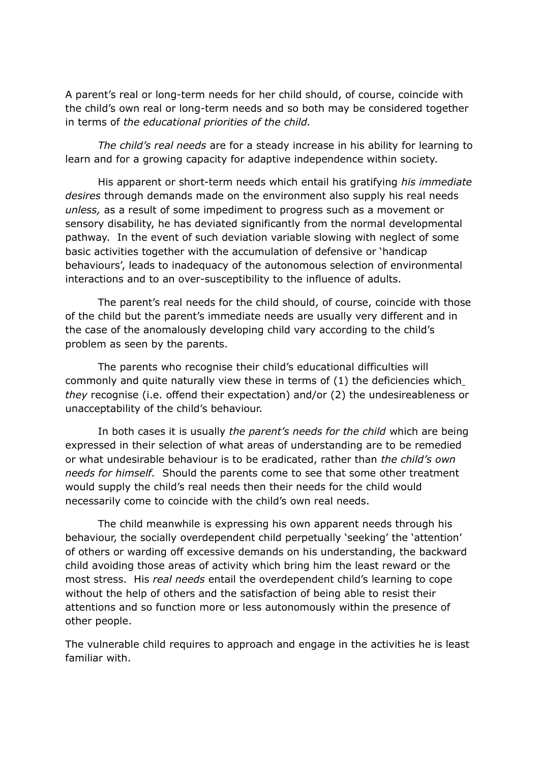A parent's real or long-term needs for her child should, of course, coincide with the child's own real or long-term needs and so both may be considered together in terms of *the educational priorities of the child.*

*The child's real needs* are for a steady increase in his ability for learning to learn and for a growing capacity for adaptive independence within society.

His apparent or short-term needs which entail his gratifying *his immediate desires* through demands made on the environment also supply his real needs *unless,* as a result of some impediment to progress such as a movement or sensory disability, he has deviated significantly from the normal developmental pathway. In the event of such deviation variable slowing with neglect of some basic activities together with the accumulation of defensive or 'handicap behaviours', leads to inadequacy of the autonomous selection of environmental interactions and to an over-susceptibility to the influence of adults.

The parent's real needs for the child should, of course, coincide with those of the child but the parent's immediate needs are usually very different and in the case of the anomalously developing child vary according to the child's problem as seen by the parents.

The parents who recognise their child's educational difficulties will commonly and quite naturally view these in terms of (1) the deficiencies which *they* recognise (i.e. offend their expectation) and/or (2) the undesireableness or unacceptability of the child's behaviour.

In both cases it is usually *the parent's needs for the child* which are being expressed in their selection of what areas of understanding are to be remedied or what undesirable behaviour is to be eradicated, rather than *the child's own needs for himself.* Should the parents come to see that some other treatment would supply the child's real needs then their needs for the child would necessarily come to coincide with the child's own real needs.

The child meanwhile is expressing his own apparent needs through his behaviour, the socially overdependent child perpetually 'seeking' the 'attention' of others or warding off excessive demands on his understanding, the backward child avoiding those areas of activity which bring him the least reward or the most stress. His *real needs* entail the overdependent child's learning to cope without the help of others and the satisfaction of being able to resist their attentions and so function more or less autonomously within the presence of other people.

The vulnerable child requires to approach and engage in the activities he is least familiar with.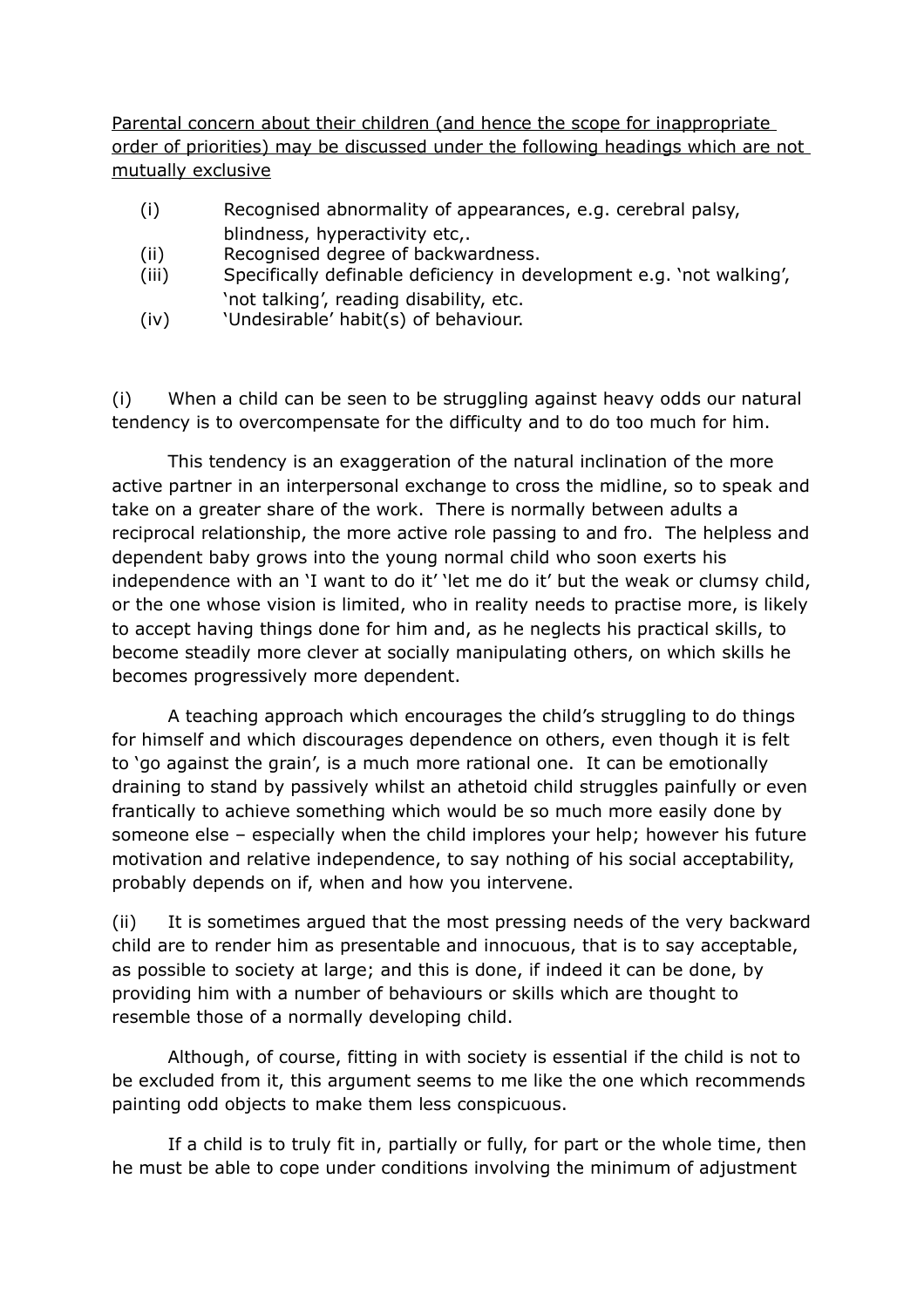<u>Parental concern about their children (and hence the scope for inappropriate order of priorities) may be discussed under the following headings which are not mutually exclusive</u>

(i) Recognised abnormality of appearances, e.g. cerebral palsy, blindness, hyperactivity etc,.
(ii) Recognised degree of backwardness.
(iii) Specifically definable deficiency in development e.g. 'not walking', 'not talking', reading disability, etc.
(iv) 'Undesirable' habit(s) of behaviour.

(i) When a child can be seen to be struggling against heavy odds our natural tendency is to overcompensate for the difficulty and to do too much for him.

This tendency is an exaggeration of the natural inclination of the more active partner in an interpersonal exchange to cross the midline, so to speak and take on a greater share of the work. There is normally between adults a reciprocal relationship, the more active role passing to and fro. The helpless and dependent baby grows into the young normal child who soon exerts his independence with an 'I want to do it' 'let me do it' but the weak or clumsy child, or the one whose vision is limited, who in reality needs to practise more, is likely to accept having things done for him and, as he neglects his practical skills, to become steadily more clever at socially manipulating others, on which skills he becomes progressively more dependent.

A teaching approach which encourages the child's struggling to do things for himself and which discourages dependence on others, even though it is felt to 'go against the grain', is a much more rational one. It can be emotionally draining to stand by passively whilst an athetoid child struggles painfully or even frantically to achieve something which would be so much more easily done by someone else – especially when the child implores your help; however his future motivation and relative independence, to say nothing of his social acceptability, probably depends on if, when and how you intervene.

(ii) It is sometimes argued that the most pressing needs of the very backward child are to render him as presentable and innocuous, that is to say acceptable, as possible to society at large; and this is done, if indeed it can be done, by providing him with a number of behaviours or skills which are thought to resemble those of a normally developing child.

Although, of course, fitting in with society is essential if the child is not to be excluded from it, this argument seems to me like the one which recommends painting odd objects to make them less conspicuous.

If a child is to truly fit in, partially or fully, for part or the whole time, then he must be able to cope under conditions involving the minimum of adjustment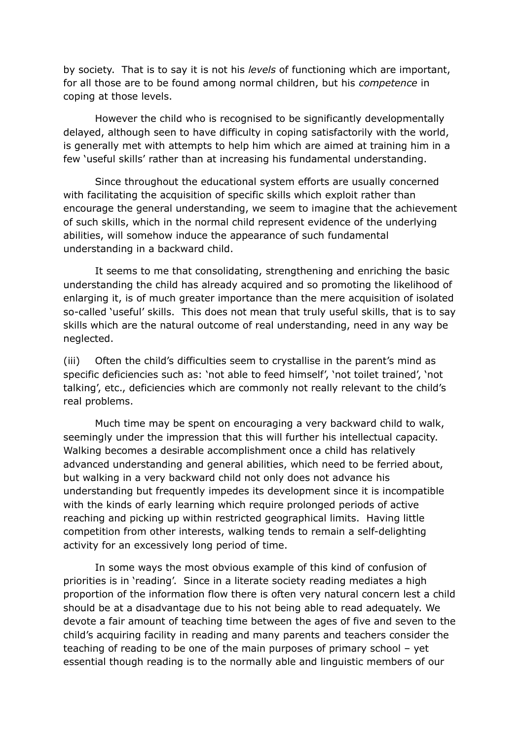by society. That is to say it is not his *levels* of functioning which are important, for all those are to be found among normal children, but his *competence* in coping at those levels.

However the child who is recognised to be significantly developmentally delayed, although seen to have difficulty in coping satisfactorily with the world, is generally met with attempts to help him which are aimed at training him in a few 'useful skills' rather than at increasing his fundamental understanding.

Since throughout the educational system efforts are usually concerned with facilitating the acquisition of specific skills which exploit rather than encourage the general understanding, we seem to imagine that the achievement of such skills, which in the normal child represent evidence of the underlying abilities, will somehow induce the appearance of such fundamental understanding in a backward child.

It seems to me that consolidating, strengthening and enriching the basic understanding the child has already acquired and so promoting the likelihood of enlarging it, is of much greater importance than the mere acquisition of isolated so-called 'useful' skills. This does not mean that truly useful skills, that is to say skills which are the natural outcome of real understanding, need in any way be neglected.

(iii) Often the child's difficulties seem to crystallise in the parent's mind as specific deficiencies such as: 'not able to feed himself', 'not toilet trained', 'not talking', etc., deficiencies which are commonly not really relevant to the child's real problems.

Much time may be spent on encouraging a very backward child to walk, seemingly under the impression that this will further his intellectual capacity. Walking becomes a desirable accomplishment once a child has relatively advanced understanding and general abilities, which need to be ferried about, but walking in a very backward child not only does not advance his understanding but frequently impedes its development since it is incompatible with the kinds of early learning which require prolonged periods of active reaching and picking up within restricted geographical limits. Having little competition from other interests, walking tends to remain a self-delighting activity for an excessively long period of time.

In some ways the most obvious example of this kind of confusion of priorities is in 'reading'. Since in a literate society reading mediates a high proportion of the information flow there is often very natural concern lest a child should be at a disadvantage due to his not being able to read adequately. We devote a fair amount of teaching time between the ages of five and seven to the child's acquiring facility in reading and many parents and teachers consider the teaching of reading to be one of the main purposes of primary school – yet essential though reading is to the normally able and linguistic members of our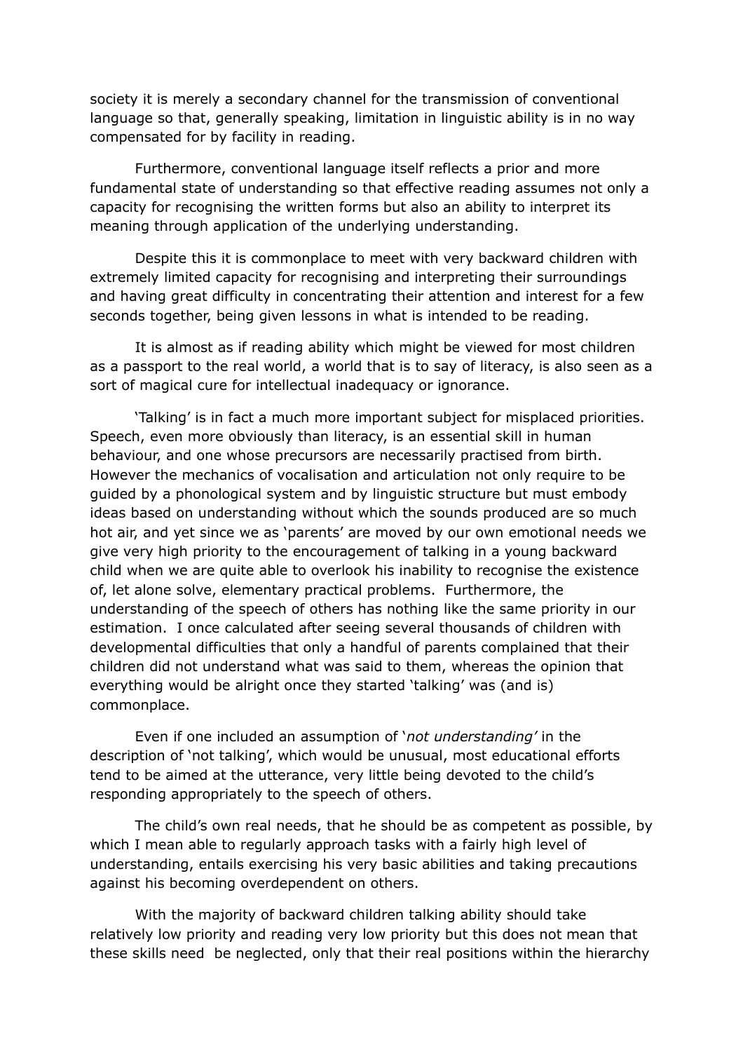society it is merely a secondary channel for the transmission of conventional language so that, generally speaking, limitation in linguistic ability is in no way compensated for by facility in reading.

Furthermore, conventional language itself reflects a prior and more fundamental state of understanding so that effective reading assumes not only a capacity for recognising the written forms but also an ability to interpret its meaning through application of the underlying understanding.

Despite this it is commonplace to meet with very backward children with extremely limited capacity for recognising and interpreting their surroundings and having great difficulty in concentrating their attention and interest for a few seconds together, being given lessons in what is intended to be reading.

It is almost as if reading ability which might be viewed for most children as a passport to the real world, a world that is to say of literacy, is also seen as a sort of magical cure for intellectual inadequacy or ignorance.

'Talking' is in fact a much more important subject for misplaced priorities. Speech, even more obviously than literacy, is an essential skill in human behaviour, and one whose precursors are necessarily practised from birth. However the mechanics of vocalisation and articulation not only require to be guided by a phonological system and by linguistic structure but must embody ideas based on understanding without which the sounds produced are so much hot air, and yet since we as 'parents' are moved by our own emotional needs we give very high priority to the encouragement of talking in a young backward child when we are quite able to overlook his inability to recognise the existence of, let alone solve, elementary practical problems. Furthermore, the understanding of the speech of others has nothing like the same priority in our estimation. I once calculated after seeing several thousands of children with developmental difficulties that only a handful of parents complained that their children did not understand what was said to them, whereas the opinion that everything would be alright once they started 'talking' was (and is) commonplace.

Even if one included an assumption of '*not understanding'* in the description of 'not talking', which would be unusual, most educational efforts tend to be aimed at the utterance, very little being devoted to the child's responding appropriately to the speech of others.

The child's own real needs, that he should be as competent as possible, by which I mean able to regularly approach tasks with a fairly high level of understanding, entails exercising his very basic abilities and taking precautions against his becoming overdependent on others.

With the majority of backward children talking ability should take relatively low priority and reading very low priority but this does not mean that these skills need be neglected, only that their real positions within the hierarchy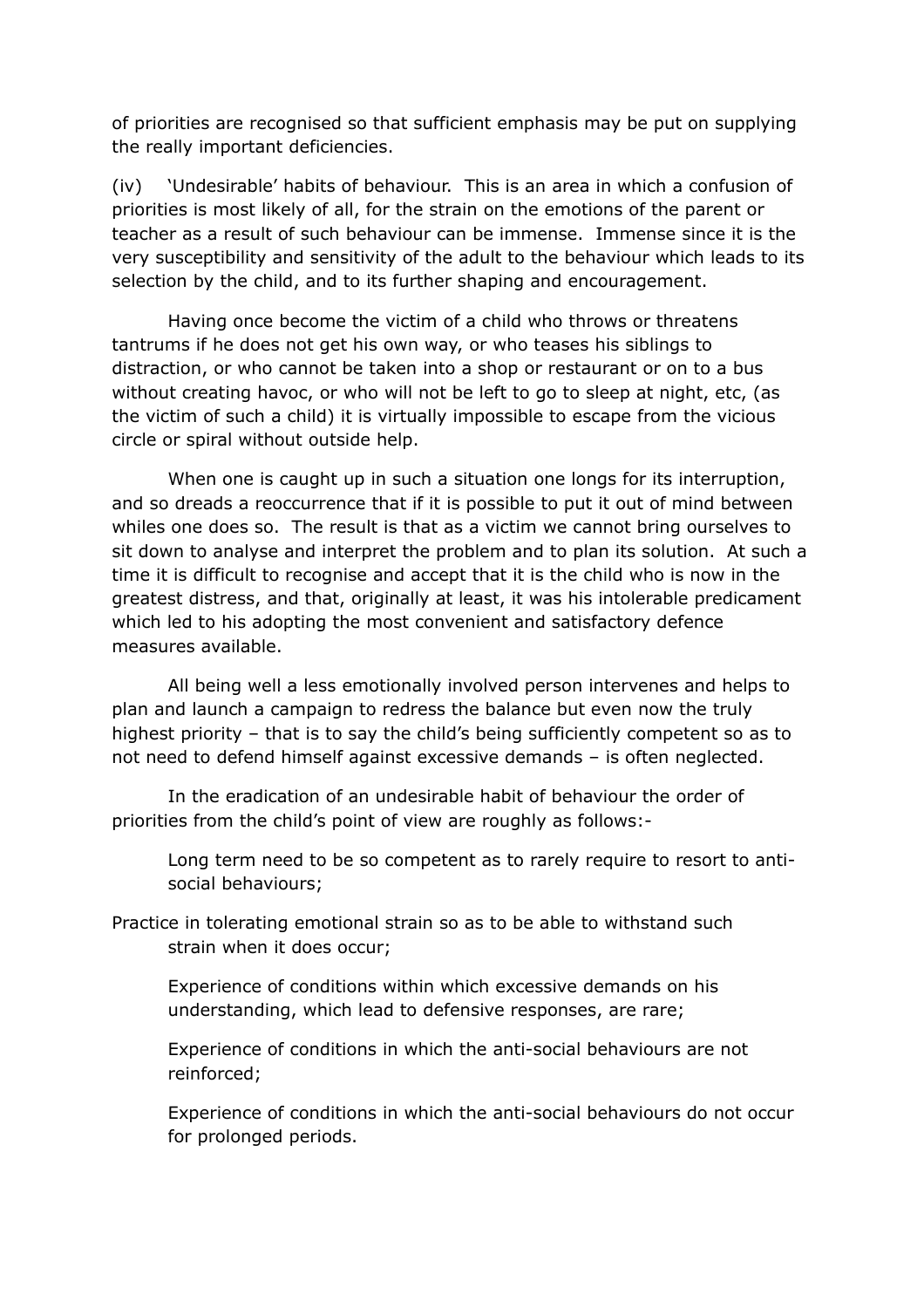of priorities are recognised so that sufficient emphasis may be put on supplying the really important deficiencies.

(iv) 'Undesirable' habits of behaviour. This is an area in which a confusion of priorities is most likely of all, for the strain on the emotions of the parent or teacher as a result of such behaviour can be immense. Immense since it is the very susceptibility and sensitivity of the adult to the behaviour which leads to its selection by the child, and to its further shaping and encouragement.

Having once become the victim of a child who throws or threatens tantrums if he does not get his own way, or who teases his siblings to distraction, or who cannot be taken into a shop or restaurant or on to a bus without creating havoc, or who will not be left to go to sleep at night, etc, (as the victim of such a child) it is virtually impossible to escape from the vicious circle or spiral without outside help.

When one is caught up in such a situation one longs for its interruption, and so dreads a reoccurrence that if it is possible to put it out of mind between whiles one does so. The result is that as a victim we cannot bring ourselves to sit down to analyse and interpret the problem and to plan its solution. At such a time it is difficult to recognise and accept that it is the child who is now in the greatest distress, and that, originally at least, it was his intolerable predicament which led to his adopting the most convenient and satisfactory defence measures available.

All being well a less emotionally involved person intervenes and helps to plan and launch a campaign to redress the balance but even now the truly highest priority – that is to say the child's being sufficiently competent so as to not need to defend himself against excessive demands – is often neglected.

In the eradication of an undesirable habit of behaviour the order of priorities from the child's point of view are roughly as follows:-

Long term need to be so competent as to rarely require to resort to anti-social behaviours;

Practice in tolerating emotional strain so as to be able to withstand such strain when it does occur;

Experience of conditions within which excessive demands on his understanding, which lead to defensive responses, are rare;

Experience of conditions in which the anti-social behaviours are not reinforced;

Experience of conditions in which the anti-social behaviours do not occur for prolonged periods.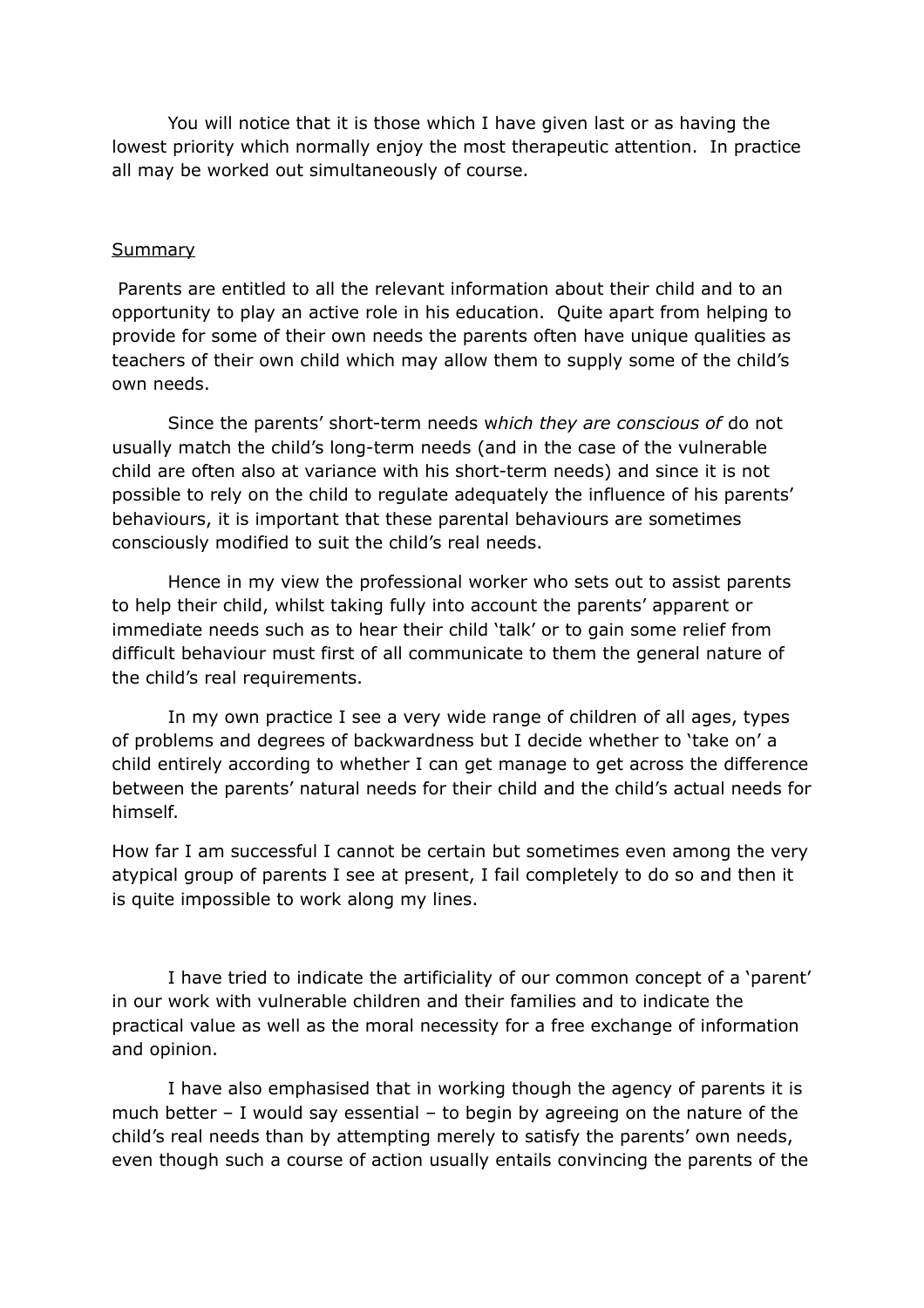You will notice that it is those which I have given last or as having the lowest priority which normally enjoy the most therapeutic attention. In practice all may be worked out simultaneously of course.

Summary

Parents are entitled to all the relevant information about their child and to an opportunity to play an active role in his education. Quite apart from helping to provide for some of their own needs the parents often have unique qualities as teachers of their own child which may allow them to supply some of the child's own needs.

Since the parents' short-term needs w*hich they are conscious of* do not usually match the child's long-term needs (and in the case of the vulnerable child are often also at variance with his short-term needs) and since it is not possible to rely on the child to regulate adequately the influence of his parents' behaviours, it is important that these parental behaviours are sometimes consciously modified to suit the child's real needs.

Hence in my view the professional worker who sets out to assist parents to help their child, whilst taking fully into account the parents' apparent or immediate needs such as to hear their child 'talk' or to gain some relief from difficult behaviour must first of all communicate to them the general nature of the child's real requirements.

In my own practice I see a very wide range of children of all ages, types of problems and degrees of backwardness but I decide whether to 'take on' a child entirely according to whether I can get manage to get across the difference between the parents' natural needs for their child and the child's actual needs for himself.

How far I am successful I cannot be certain but sometimes even among the very atypical group of parents I see at present, I fail completely to do so and then it is quite impossible to work along my lines.

I have tried to indicate the artificiality of our common concept of a 'parent' in our work with vulnerable children and their families and to indicate the practical value as well as the moral necessity for a free exchange of information and opinion.

I have also emphasised that in working though the agency of parents it is much better – I would say essential – to begin by agreeing on the nature of the child's real needs than by attempting merely to satisfy the parents' own needs, even though such a course of action usually entails convincing the parents of the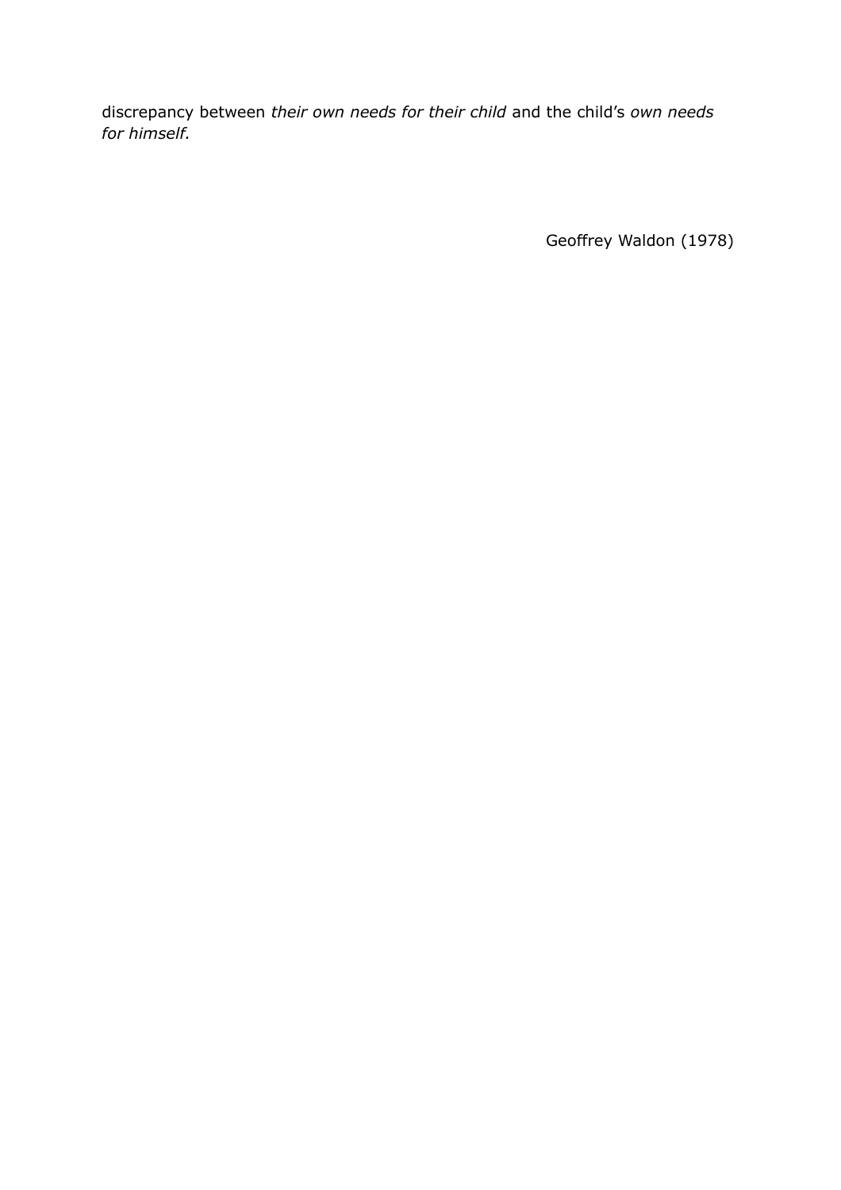discrepancy between *their own needs for their child* and the child's *own needs for himself*.

Geoffrey Waldon (1978)